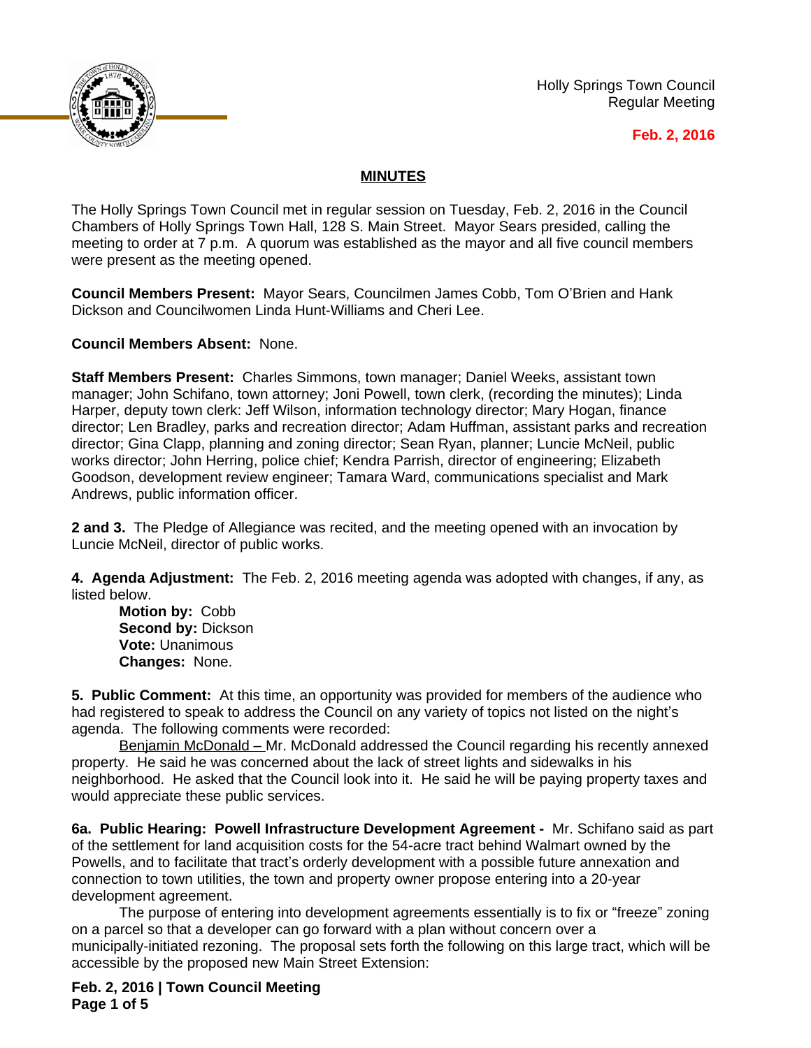Holly Springs Town Council
Regular Meeting

**Feb. 2, 2016**

## MINUTES

The Holly Springs Town Council met in regular session on Tuesday, Feb. 2, 2016 in the Council Chambers of Holly Springs Town Hall, 128 S. Main Street. Mayor Sears presided, calling the meeting to order at 7 p.m. A quorum was established as the mayor and all five council members were present as the meeting opened.

**Council Members Present:** Mayor Sears, Councilmen James Cobb, Tom O'Brien and Hank Dickson and Councilwomen Linda Hunt-Williams and Cheri Lee.

**Council Members Absent:** None.

**Staff Members Present:** Charles Simmons, town manager; Daniel Weeks, assistant town manager; John Schifano, town attorney; Joni Powell, town clerk, (recording the minutes); Linda Harper, deputy town clerk: Jeff Wilson, information technology director; Mary Hogan, finance director; Len Bradley, parks and recreation director; Adam Huffman, assistant parks and recreation director; Gina Clapp, planning and zoning director; Sean Ryan, planner; Luncie McNeil, public works director; John Herring, police chief; Kendra Parrish, director of engineering; Elizabeth Goodson, development review engineer; Tamara Ward, communications specialist and Mark Andrews, public information officer.

**2 and 3.** The Pledge of Allegiance was recited, and the meeting opened with an invocation by Luncie McNeil, director of public works.

**4. Agenda Adjustment:** The Feb. 2, 2016 meeting agenda was adopted with changes, if any, as listed below.

> **Motion by:** Cobb
> **Second by:** Dickson
> **Vote:** Unanimous
> **Changes:** None.

**5. Public Comment:** At this time, an opportunity was provided for members of the audience who had registered to speak to address the Council on any variety of topics not listed on the night's agenda. The following comments were recorded:

Benjamin McDonald – Mr. McDonald addressed the Council regarding his recently annexed property. He said he was concerned about the lack of street lights and sidewalks in his neighborhood. He asked that the Council look into it. He said he will be paying property taxes and would appreciate these public services.

**6a. Public Hearing: Powell Infrastructure Development Agreement -** Mr. Schifano said as part of the settlement for land acquisition costs for the 54-acre tract behind Walmart owned by the Powells, and to facilitate that tract's orderly development with a possible future annexation and connection to town utilities, the town and property owner propose entering into a 20-year development agreement.

The purpose of entering into development agreements essentially is to fix or "freeze" zoning on a parcel so that a developer can go forward with a plan without concern over a municipally-initiated rezoning. The proposal sets forth the following on this large tract, which will be accessible by the proposed new Main Street Extension: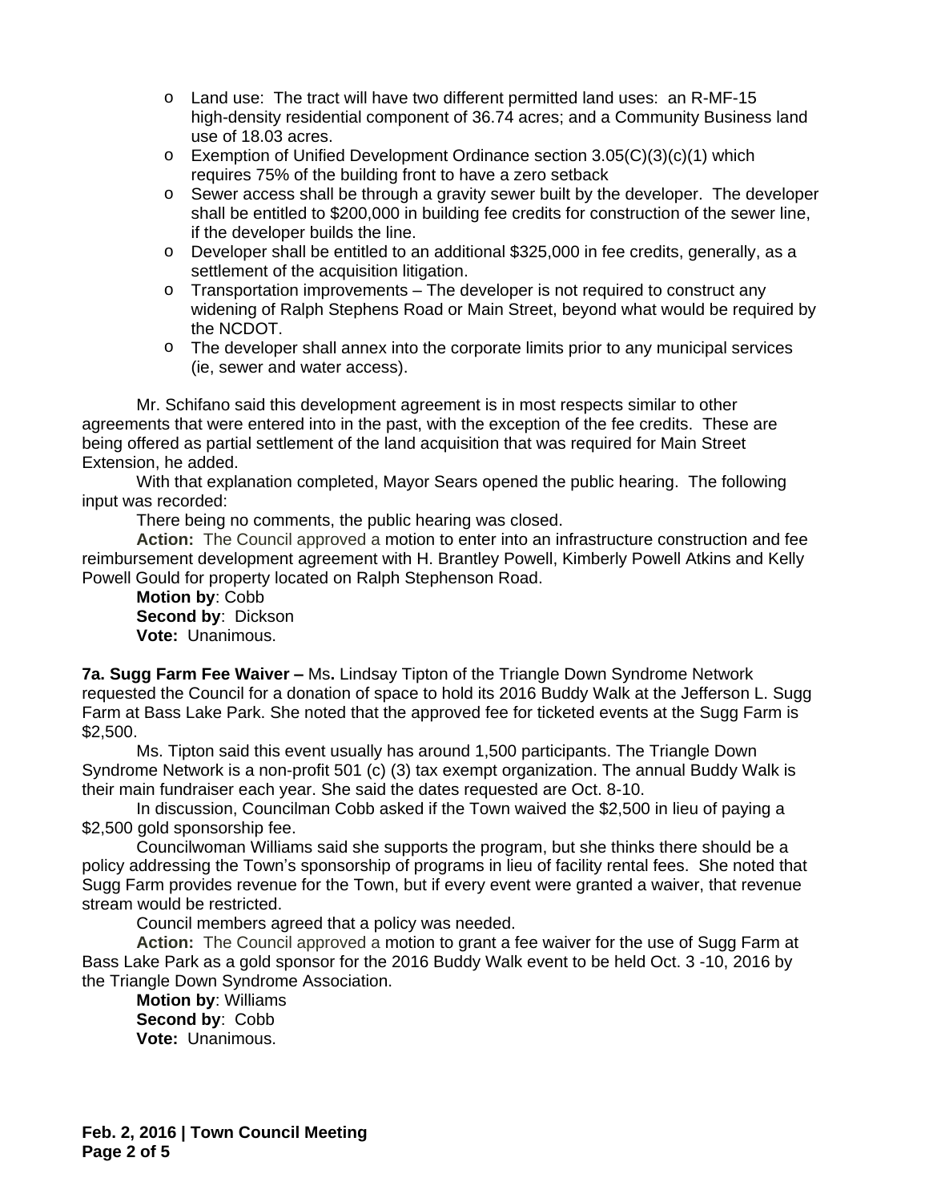- Land use: The tract will have two different permitted land uses: an R-MF-15 high-density residential component of 36.74 acres; and a Community Business land use of 18.03 acres.
- Exemption of Unified Development Ordinance section 3.05(C)(3)(c)(1) which requires 75% of the building front to have a zero setback
- Sewer access shall be through a gravity sewer built by the developer. The developer shall be entitled to $200,000 in building fee credits for construction of the sewer line, if the developer builds the line.
- Developer shall be entitled to an additional $325,000 in fee credits, generally, as a settlement of the acquisition litigation.
- Transportation improvements – The developer is not required to construct any widening of Ralph Stephens Road or Main Street, beyond what would be required by the NCDOT.
- The developer shall annex into the corporate limits prior to any municipal services (ie, sewer and water access).

Mr. Schifano said this development agreement is in most respects similar to other agreements that were entered into in the past, with the exception of the fee credits. These are being offered as partial settlement of the land acquisition that was required for Main Street Extension, he added.

With that explanation completed, Mayor Sears opened the public hearing. The following input was recorded:

There being no comments, the public hearing was closed.

**Action:** The Council approved a motion to enter into an infrastructure construction and fee reimbursement development agreement with H. Brantley Powell, Kimberly Powell Atkins and Kelly Powell Gould for property located on Ralph Stephenson Road.

**Motion by**: Cobb
**Second by**: Dickson
**Vote:** Unanimous.

**7a. Sugg Farm Fee Waiver –** Ms**.** Lindsay Tipton of the Triangle Down Syndrome Network requested the Council for a donation of space to hold its 2016 Buddy Walk at the Jefferson L. Sugg Farm at Bass Lake Park. She noted that the approved fee for ticketed events at the Sugg Farm is $2,500.

Ms. Tipton said this event usually has around 1,500 participants. The Triangle Down Syndrome Network is a non-profit 501 (c) (3) tax exempt organization. The annual Buddy Walk is their main fundraiser each year. She said the dates requested are Oct. 8-10.

In discussion, Councilman Cobb asked if the Town waived the $2,500 in lieu of paying a $2,500 gold sponsorship fee.

Councilwoman Williams said she supports the program, but she thinks there should be a policy addressing the Town's sponsorship of programs in lieu of facility rental fees. She noted that Sugg Farm provides revenue for the Town, but if every event were granted a waiver, that revenue stream would be restricted.

Council members agreed that a policy was needed.

**Action:** The Council approved a motion to grant a fee waiver for the use of Sugg Farm at Bass Lake Park as a gold sponsor for the 2016 Buddy Walk event to be held Oct. 3 -10, 2016 by the Triangle Down Syndrome Association.

**Motion by**: Williams
**Second by**: Cobb
**Vote:** Unanimous.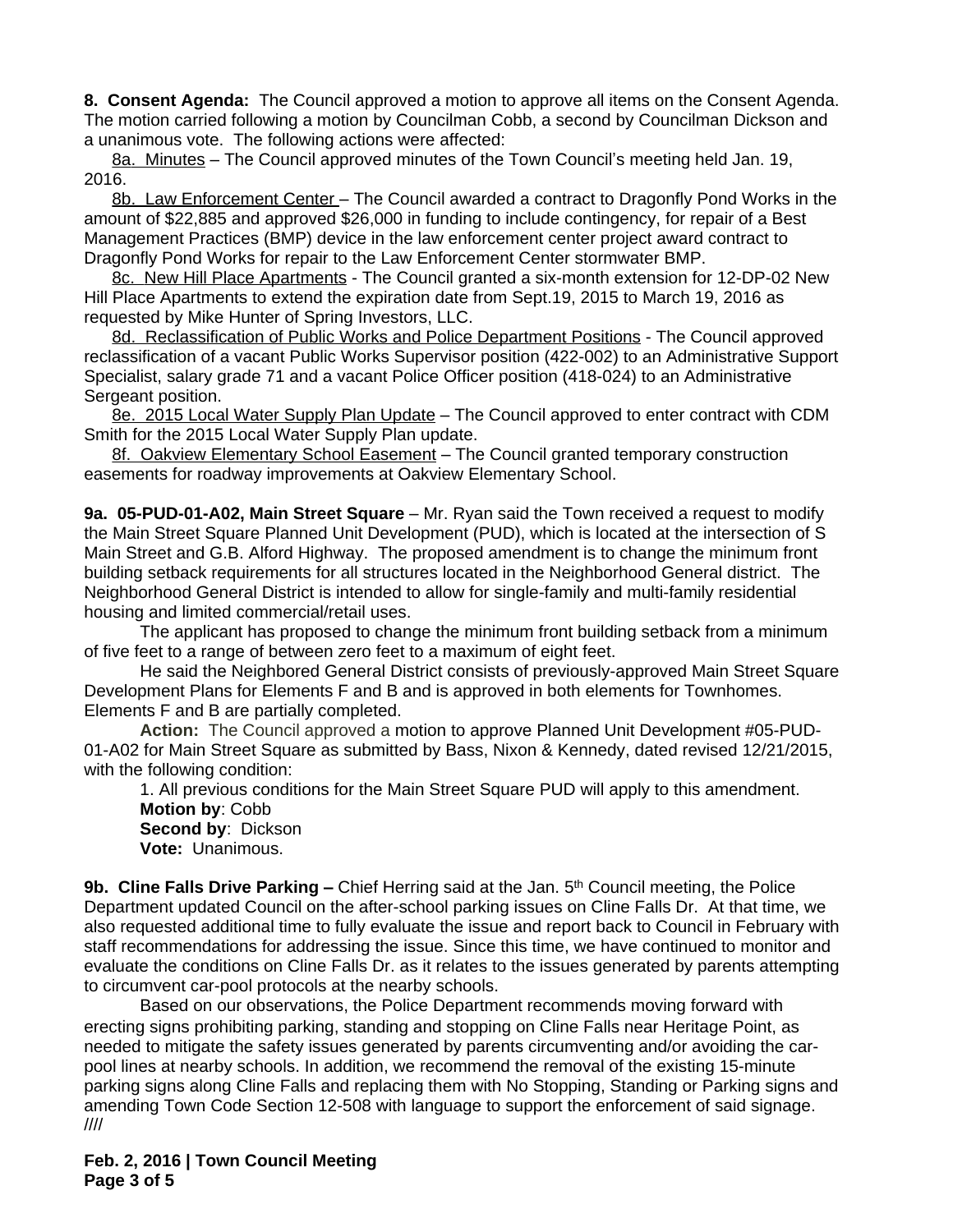**8. Consent Agenda:** The Council approved a motion to approve all items on the Consent Agenda. The motion carried following a motion by Councilman Cobb, a second by Councilman Dickson and a unanimous vote. The following actions were affected:

8a. Minutes – The Council approved minutes of the Town Council's meeting held Jan. 19, 2016.

8b. Law Enforcement Center – The Council awarded a contract to Dragonfly Pond Works in the amount of $22,885 and approved $26,000 in funding to include contingency, for repair of a Best Management Practices (BMP) device in the law enforcement center project award contract to Dragonfly Pond Works for repair to the Law Enforcement Center stormwater BMP.

8c. New Hill Place Apartments - The Council granted a six-month extension for 12-DP-02 New Hill Place Apartments to extend the expiration date from Sept.19, 2015 to March 19, 2016 as requested by Mike Hunter of Spring Investors, LLC.

8d. Reclassification of Public Works and Police Department Positions - The Council approved reclassification of a vacant Public Works Supervisor position (422-002) to an Administrative Support Specialist, salary grade 71 and a vacant Police Officer position (418-024) to an Administrative Sergeant position.

8e. 2015 Local Water Supply Plan Update – The Council approved to enter contract with CDM Smith for the 2015 Local Water Supply Plan update.

8f. Oakview Elementary School Easement – The Council granted temporary construction easements for roadway improvements at Oakview Elementary School.

**9a. 05-PUD-01-A02, Main Street Square** – Mr. Ryan said the Town received a request to modify the Main Street Square Planned Unit Development (PUD), which is located at the intersection of S Main Street and G.B. Alford Highway. The proposed amendment is to change the minimum front building setback requirements for all structures located in the Neighborhood General district. The Neighborhood General District is intended to allow for single-family and multi-family residential housing and limited commercial/retail uses.

The applicant has proposed to change the minimum front building setback from a minimum of five feet to a range of between zero feet to a maximum of eight feet.

He said the Neighbored General District consists of previously-approved Main Street Square Development Plans for Elements F and B and is approved in both elements for Townhomes. Elements F and B are partially completed.

**Action:** The Council approved a motion to approve Planned Unit Development #05-PUD-01-A02 for Main Street Square as submitted by Bass, Nixon & Kennedy, dated revised 12/21/2015, with the following condition:

1. All previous conditions for the Main Street Square PUD will apply to this amendment.

**Motion by**: Cobb
**Second by**: Dickson
**Vote:** Unanimous.

**9b. Cline Falls Drive Parking –** Chief Herring said at the Jan. 5th Council meeting, the Police Department updated Council on the after-school parking issues on Cline Falls Dr. At that time, we also requested additional time to fully evaluate the issue and report back to Council in February with staff recommendations for addressing the issue. Since this time, we have continued to monitor and evaluate the conditions on Cline Falls Dr. as it relates to the issues generated by parents attempting to circumvent car-pool protocols at the nearby schools.

Based on our observations, the Police Department recommends moving forward with erecting signs prohibiting parking, standing and stopping on Cline Falls near Heritage Point, as needed to mitigate the safety issues generated by parents circumventing and/or avoiding the car-pool lines at nearby schools. In addition, we recommend the removal of the existing 15-minute parking signs along Cline Falls and replacing them with No Stopping, Standing or Parking signs and amending Town Code Section 12-508 with language to support the enforcement of said signage.
////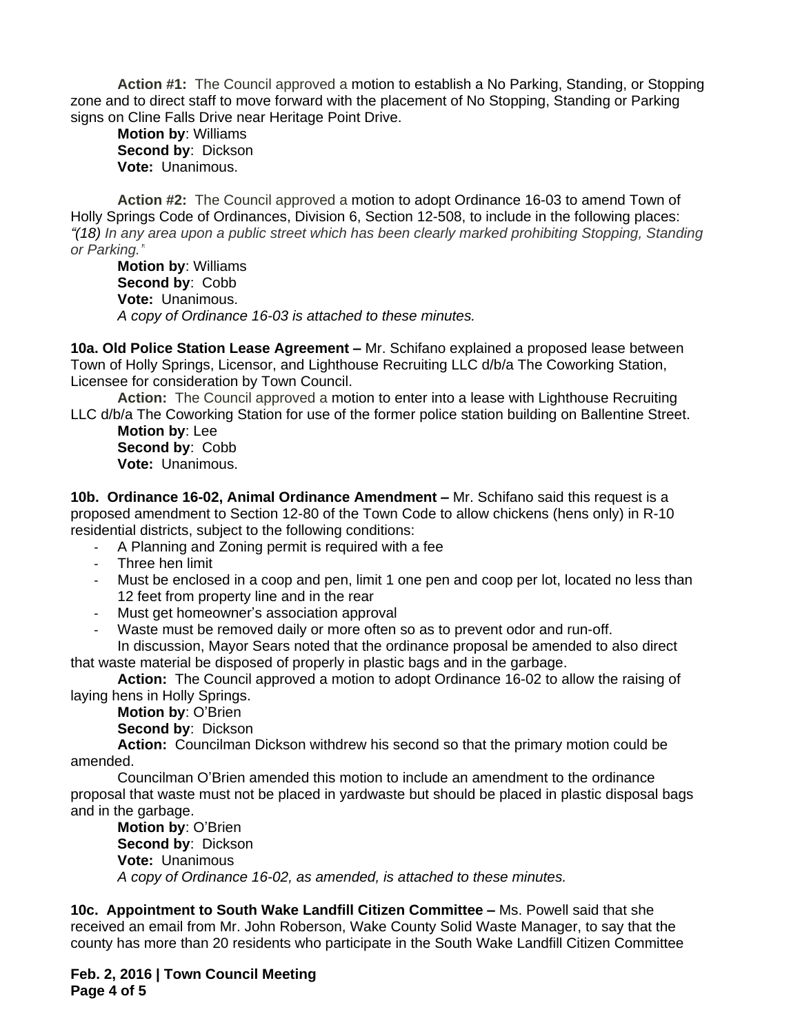**Action #1:** The Council approved a motion to establish a No Parking, Standing, or Stopping zone and to direct staff to move forward with the placement of No Stopping, Standing or Parking signs on Cline Falls Drive near Heritage Point Drive.

**Motion by**: Williams
**Second by**: Dickson
**Vote:** Unanimous.

**Action #2:** The Council approved a motion to adopt Ordinance 16-03 to amend Town of Holly Springs Code of Ordinances, Division 6, Section 12-508, to include in the following places: *"(18) In any area upon a public street which has been clearly marked prohibiting Stopping, Standing or Parking."*

**Motion by**: Williams
**Second by**: Cobb
**Vote:** Unanimous.
*A copy of Ordinance 16-03 is attached to these minutes.*

**10a. Old Police Station Lease Agreement –** Mr. Schifano explained a proposed lease between Town of Holly Springs, Licensor, and Lighthouse Recruiting LLC d/b/a The Coworking Station, Licensee for consideration by Town Council.

**Action:** The Council approved a motion to enter into a lease with Lighthouse Recruiting LLC d/b/a The Coworking Station for use of the former police station building on Ballentine Street.

**Motion by**: Lee
**Second by**: Cobb
**Vote:** Unanimous.

**10b. Ordinance 16-02, Animal Ordinance Amendment –** Mr. Schifano said this request is a proposed amendment to Section 12-80 of the Town Code to allow chickens (hens only) in R-10 residential districts, subject to the following conditions:

- A Planning and Zoning permit is required with a fee
- Three hen limit
- Must be enclosed in a coop and pen, limit 1 one pen and coop per lot, located no less than 12 feet from property line and in the rear
- Must get homeowner's association approval
- Waste must be removed daily or more often so as to prevent odor and run-off.

In discussion, Mayor Sears noted that the ordinance proposal be amended to also direct that waste material be disposed of properly in plastic bags and in the garbage.

**Action:** The Council approved a motion to adopt Ordinance 16-02 to allow the raising of laying hens in Holly Springs.

**Motion by**: O'Brien
**Second by**: Dickson

**Action:** Councilman Dickson withdrew his second so that the primary motion could be amended.

Councilman O'Brien amended this motion to include an amendment to the ordinance proposal that waste must not be placed in yardwaste but should be placed in plastic disposal bags and in the garbage.

**Motion by**: O'Brien
**Second by**: Dickson
**Vote:** Unanimous
*A copy of Ordinance 16-02, as amended, is attached to these minutes.*

**10c. Appointment to South Wake Landfill Citizen Committee –** Ms. Powell said that she received an email from Mr. John Roberson, Wake County Solid Waste Manager, to say that the county has more than 20 residents who participate in the South Wake Landfill Citizen Committee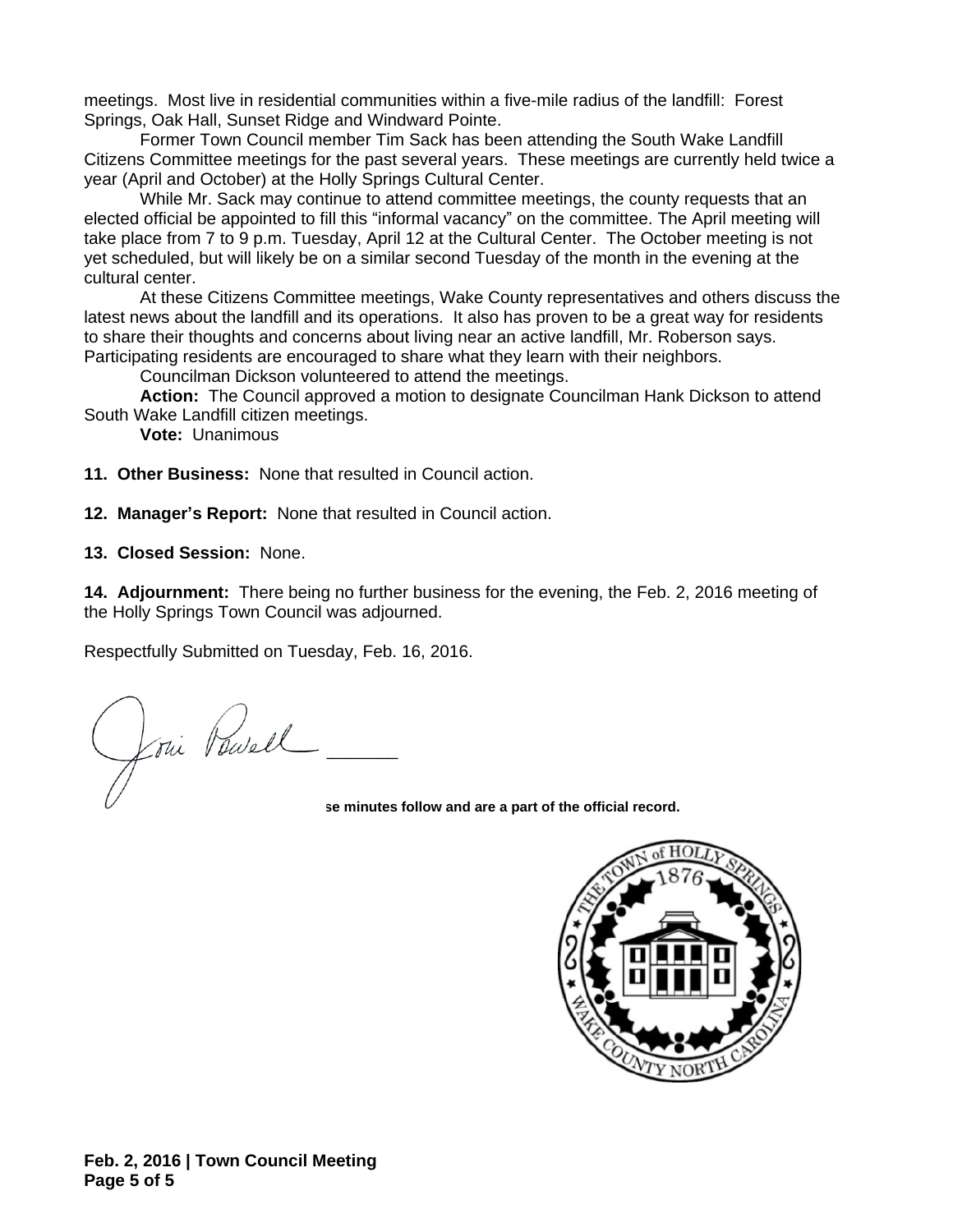meetings. Most live in residential communities within a five-mile radius of the landfill: Forest Springs, Oak Hall, Sunset Ridge and Windward Pointe.

Former Town Council member Tim Sack has been attending the South Wake Landfill Citizens Committee meetings for the past several years. These meetings are currently held twice a year (April and October) at the Holly Springs Cultural Center.

While Mr. Sack may continue to attend committee meetings, the county requests that an elected official be appointed to fill this "informal vacancy" on the committee. The April meeting will take place from 7 to 9 p.m. Tuesday, April 12 at the Cultural Center. The October meeting is not yet scheduled, but will likely be on a similar second Tuesday of the month in the evening at the cultural center.

At these Citizens Committee meetings, Wake County representatives and others discuss the latest news about the landfill and its operations. It also has proven to be a great way for residents to share their thoughts and concerns about living near an active landfill, Mr. Roberson says. Participating residents are encouraged to share what they learn with their neighbors.

Councilman Dickson volunteered to attend the meetings.

**Action:** The Council approved a motion to designate Councilman Hank Dickson to attend South Wake Landfill citizen meetings.

**Vote:** Unanimous

**11. Other Business:** None that resulted in Council action.

**12. Manager's Report:** None that resulted in Council action.

**13. Closed Session:** None.

**14. Adjournment:** There being no further business for the evening, the Feb. 2, 2016 meeting of the Holly Springs Town Council was adjourned.

Respectfully Submitted on Tuesday, Feb. 16, 2016.

Joni Powell ______

**se minutes follow and are a part of the official record.**